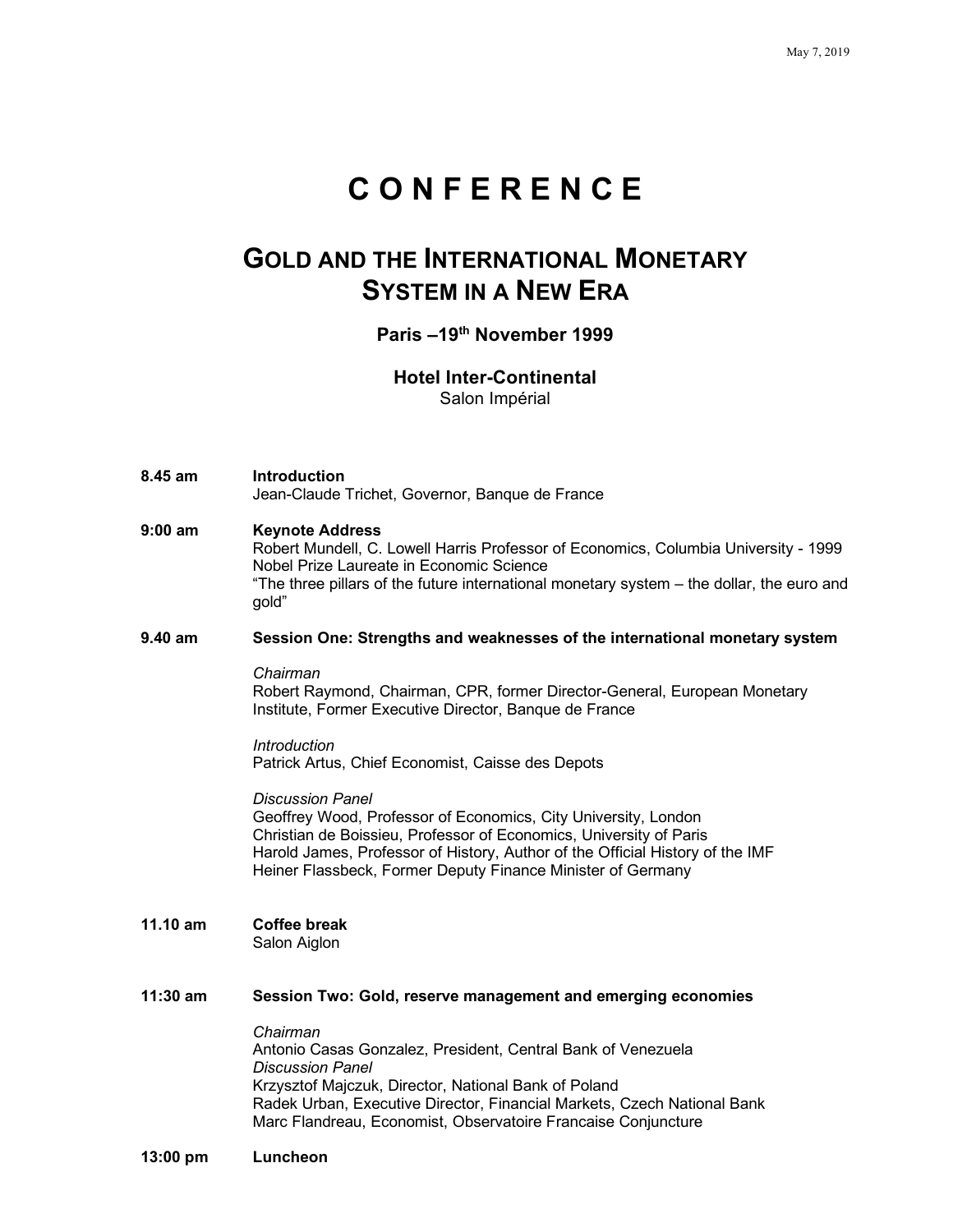May 7, 2019

# C O N F E R E N C E

## GOLD AND THE INTERNATIONAL MONETARY SYSTEM IN A NEW ERA

**Paris –19th November 1999**

**Hotel Inter-Continental**
Salon Impérial

**8.45 am** **Introduction**
Jean-Claude Trichet, Governor, Banque de France

**9:00 am** **Keynote Address**
Robert Mundell, C. Lowell Harris Professor of Economics, Columbia University - 1999 Nobel Prize Laureate in Economic Science
"The three pillars of the future international monetary system – the dollar, the euro and gold"

**9.40 am** **Session One: Strengths and weaknesses of the international monetary system**

*Chairman*
Robert Raymond, Chairman, CPR, former Director-General, European Monetary Institute, Former Executive Director, Banque de France

*Introduction*
Patrick Artus, Chief Economist, Caisse des Depots

*Discussion Panel*
Geoffrey Wood, Professor of Economics, City University, London
Christian de Boissieu, Professor of Economics, University of Paris
Harold James, Professor of History, Author of the Official History of the IMF
Heiner Flassbeck, Former Deputy Finance Minister of Germany

**11.10 am** **Coffee break**
Salon Aiglon

**11:30 am** **Session Two: Gold, reserve management and emerging economies**

*Chairman*
Antonio Casas Gonzalez, President, Central Bank of Venezuela
*Discussion Panel*
Krzysztof Majczuk, Director, National Bank of Poland
Radek Urban, Executive Director, Financial Markets, Czech National Bank
Marc Flandreau, Economist, Observatoire Francaise Conjuncture

**13:00 pm** **Luncheon**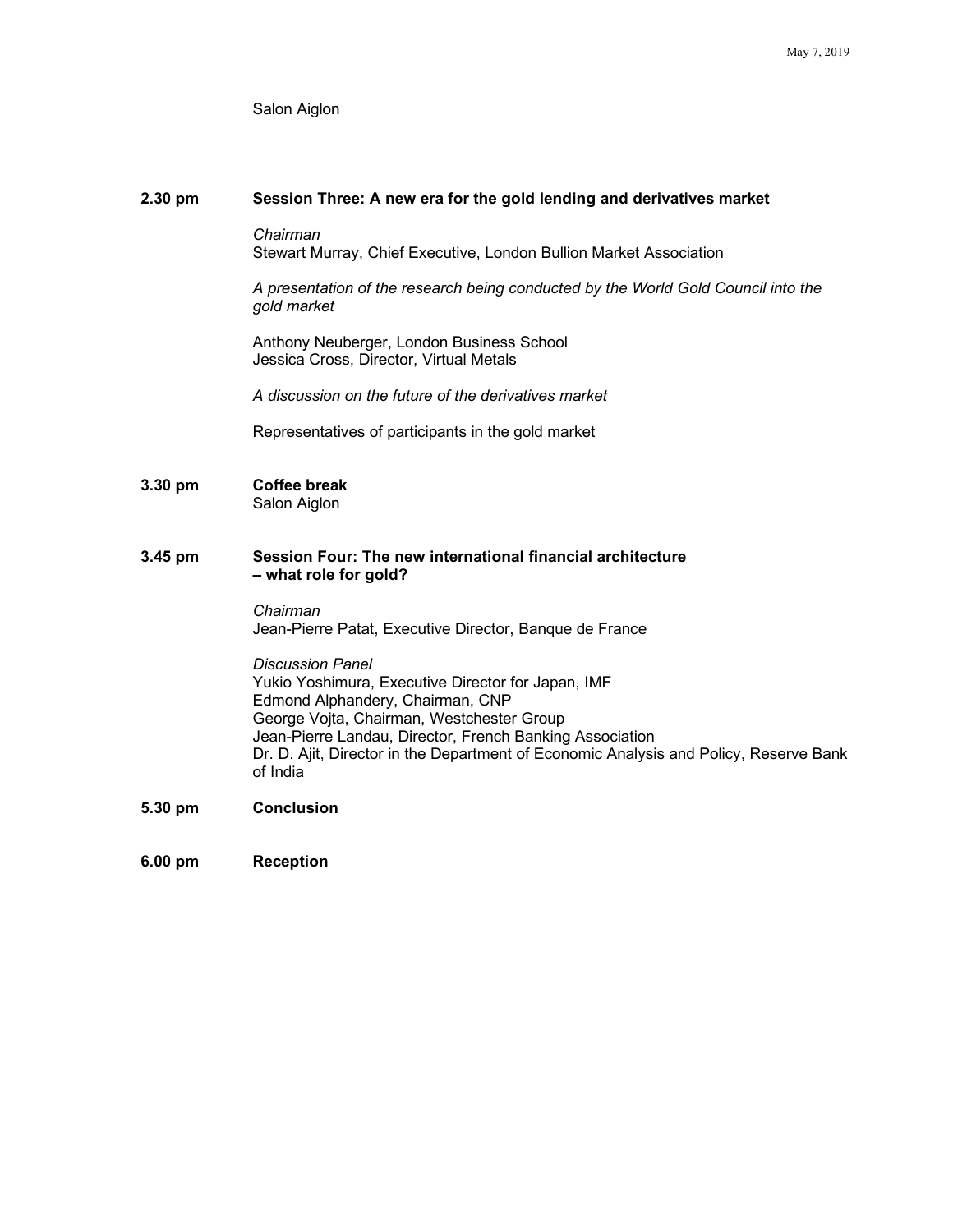Salon Aiglon

**2.30 pm** **Session Three: A new era for the gold lending and derivatives market**

*Chairman*
Stewart Murray, Chief Executive, London Bullion Market Association

*A presentation of the research being conducted by the World Gold Council into the gold market*

Anthony Neuberger, London Business School
Jessica Cross, Director, Virtual Metals

*A discussion on the future of the derivatives market*

Representatives of participants in the gold market

**3.30 pm** **Coffee break**
Salon Aiglon

**3.45 pm** **Session Four: The new international financial architecture – what role for gold?**

*Chairman*
Jean-Pierre Patat, Executive Director, Banque de France

*Discussion Panel*
Yukio Yoshimura, Executive Director for Japan, IMF
Edmond Alphandery, Chairman, CNP
George Vojta, Chairman, Westchester Group
Jean-Pierre Landau, Director, French Banking Association
Dr. D. Ajit, Director in the Department of Economic Analysis and Policy, Reserve Bank of India

**5.30 pm** **Conclusion**

**6.00 pm** **Reception**